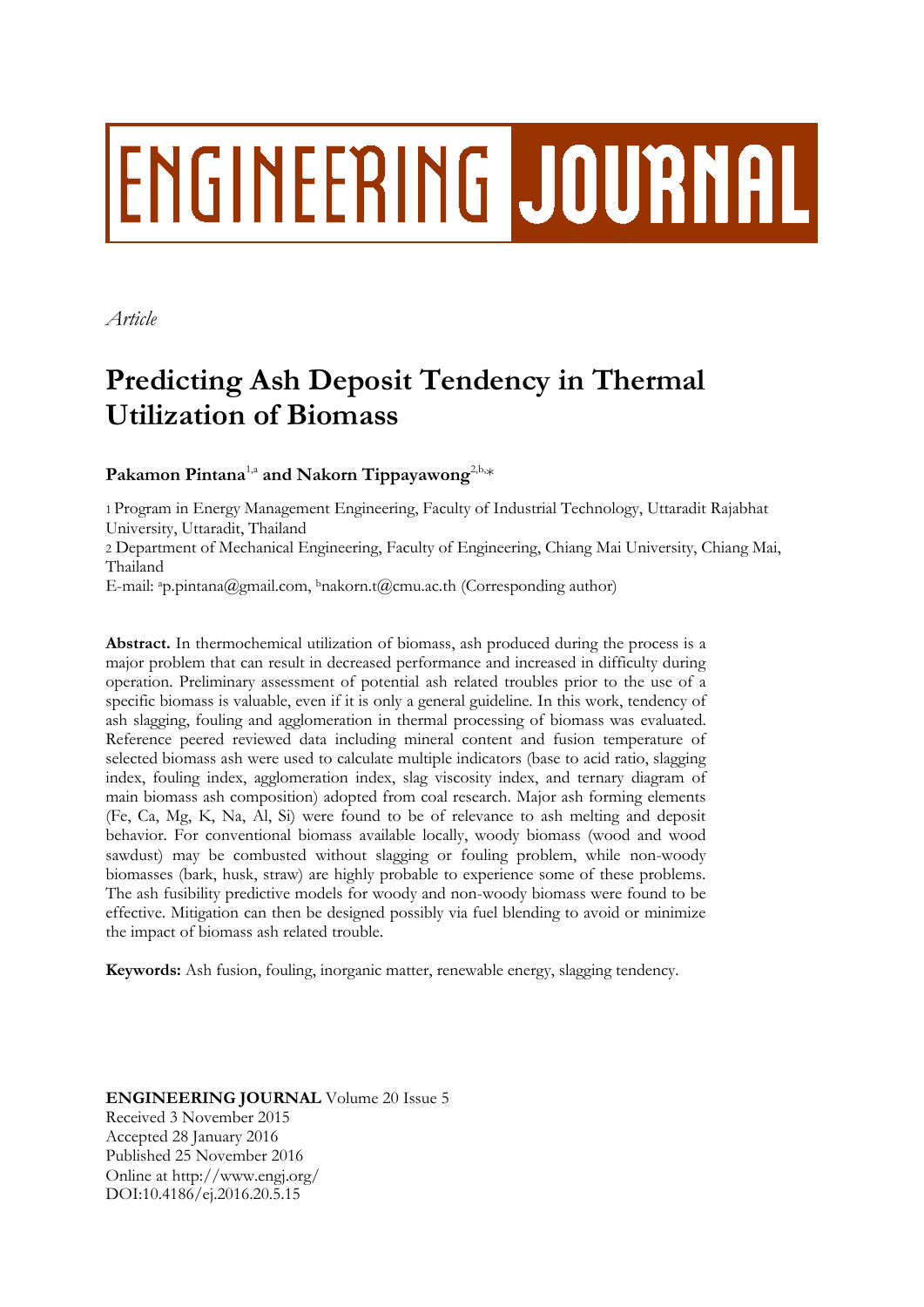# ENGINEERING JOURNAL

*Article*

# Predicting Ash Deposit Tendency in Thermal Utilization of Biomass

**Pakamon Pintana**[1,a] **and Nakorn Tippayawong**[2,b,*]

1 Program in Energy Management Engineering, Faculty of Industrial Technology, Uttaradit Rajabhat University, Uttaradit, Thailand

2 Department of Mechanical Engineering, Faculty of Engineering, Chiang Mai University, Chiang Mai, Thailand

E-mail: [a]p.pintana@gmail.com, [b]nakorn.t@cmu.ac.th (Corresponding author)

**Abstract.** In thermochemical utilization of biomass, ash produced during the process is a major problem that can result in decreased performance and increased in difficulty during operation. Preliminary assessment of potential ash related troubles prior to the use of a specific biomass is valuable, even if it is only a general guideline. In this work, tendency of ash slagging, fouling and agglomeration in thermal processing of biomass was evaluated. Reference peered reviewed data including mineral content and fusion temperature of selected biomass ash were used to calculate multiple indicators (base to acid ratio, slagging index, fouling index, agglomeration index, slag viscosity index, and ternary diagram of main biomass ash composition) adopted from coal research. Major ash forming elements (Fe, Ca, Mg, K, Na, Al, Si) were found to be of relevance to ash melting and deposit behavior. For conventional biomass available locally, woody biomass (wood and wood sawdust) may be combusted without slagging or fouling problem, while non-woody biomasses (bark, husk, straw) are highly probable to experience some of these problems. The ash fusibility predictive models for woody and non-woody biomass were found to be effective. Mitigation can then be designed possibly via fuel blending to avoid or minimize the impact of biomass ash related trouble.

**Keywords:** Ash fusion, fouling, inorganic matter, renewable energy, slagging tendency.

**ENGINEERING JOURNAL** Volume 20 Issue 5
Received 3 November 2015
Accepted 28 January 2016
Published 25 November 2016
Online at http://www.engj.org/
DOI:10.4186/ej.2016.20.5.15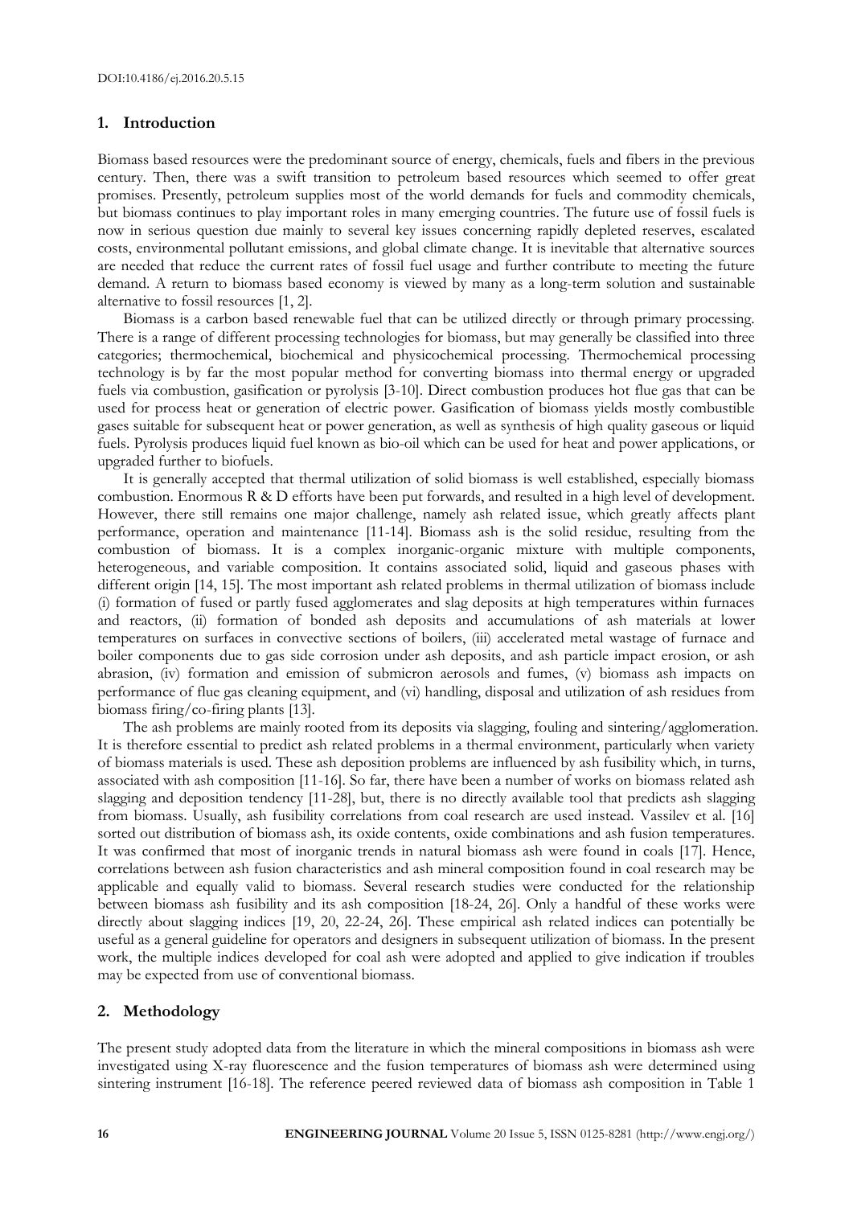## 1. Introduction

Biomass based resources were the predominant source of energy, chemicals, fuels and fibers in the previous century. Then, there was a swift transition to petroleum based resources which seemed to offer great promises. Presently, petroleum supplies most of the world demands for fuels and commodity chemicals, but biomass continues to play important roles in many emerging countries. The future use of fossil fuels is now in serious question due mainly to several key issues concerning rapidly depleted reserves, escalated costs, environmental pollutant emissions, and global climate change. It is inevitable that alternative sources are needed that reduce the current rates of fossil fuel usage and further contribute to meeting the future demand. A return to biomass based economy is viewed by many as a long-term solution and sustainable alternative to fossil resources [1, 2].

Biomass is a carbon based renewable fuel that can be utilized directly or through primary processing. There is a range of different processing technologies for biomass, but may generally be classified into three categories; thermochemical, biochemical and physicochemical processing. Thermochemical processing technology is by far the most popular method for converting biomass into thermal energy or upgraded fuels via combustion, gasification or pyrolysis [3-10]. Direct combustion produces hot flue gas that can be used for process heat or generation of electric power. Gasification of biomass yields mostly combustible gases suitable for subsequent heat or power generation, as well as synthesis of high quality gaseous or liquid fuels. Pyrolysis produces liquid fuel known as bio-oil which can be used for heat and power applications, or upgraded further to biofuels.

It is generally accepted that thermal utilization of solid biomass is well established, especially biomass combustion. Enormous R & D efforts have been put forwards, and resulted in a high level of development. However, there still remains one major challenge, namely ash related issue, which greatly affects plant performance, operation and maintenance [11-14]. Biomass ash is the solid residue, resulting from the combustion of biomass. It is a complex inorganic-organic mixture with multiple components, heterogeneous, and variable composition. It contains associated solid, liquid and gaseous phases with different origin [14, 15]. The most important ash related problems in thermal utilization of biomass include (i) formation of fused or partly fused agglomerates and slag deposits at high temperatures within furnaces and reactors, (ii) formation of bonded ash deposits and accumulations of ash materials at lower temperatures on surfaces in convective sections of boilers, (iii) accelerated metal wastage of furnace and boiler components due to gas side corrosion under ash deposits, and ash particle impact erosion, or ash abrasion, (iv) formation and emission of submicron aerosols and fumes, (v) biomass ash impacts on performance of flue gas cleaning equipment, and (vi) handling, disposal and utilization of ash residues from biomass firing/co-firing plants [13].

The ash problems are mainly rooted from its deposits via slagging, fouling and sintering/agglomeration. It is therefore essential to predict ash related problems in a thermal environment, particularly when variety of biomass materials is used. These ash deposition problems are influenced by ash fusibility which, in turns, associated with ash composition [11-16]. So far, there have been a number of works on biomass related ash slagging and deposition tendency [11-28], but, there is no directly available tool that predicts ash slagging from biomass. Usually, ash fusibility correlations from coal research are used instead. Vassilev et al. [16] sorted out distribution of biomass ash, its oxide contents, oxide combinations and ash fusion temperatures. It was confirmed that most of inorganic trends in natural biomass ash were found in coals [17]. Hence, correlations between ash fusion characteristics and ash mineral composition found in coal research may be applicable and equally valid to biomass. Several research studies were conducted for the relationship between biomass ash fusibility and its ash composition [18-24, 26]. Only a handful of these works were directly about slagging indices [19, 20, 22-24, 26]. These empirical ash related indices can potentially be useful as a general guideline for operators and designers in subsequent utilization of biomass. In the present work, the multiple indices developed for coal ash were adopted and applied to give indication if troubles may be expected from use of conventional biomass.

## 2. Methodology

The present study adopted data from the literature in which the mineral compositions in biomass ash were investigated using X-ray fluorescence and the fusion temperatures of biomass ash were determined using sintering instrument [16-18]. The reference peered reviewed data of biomass ash composition in Table 1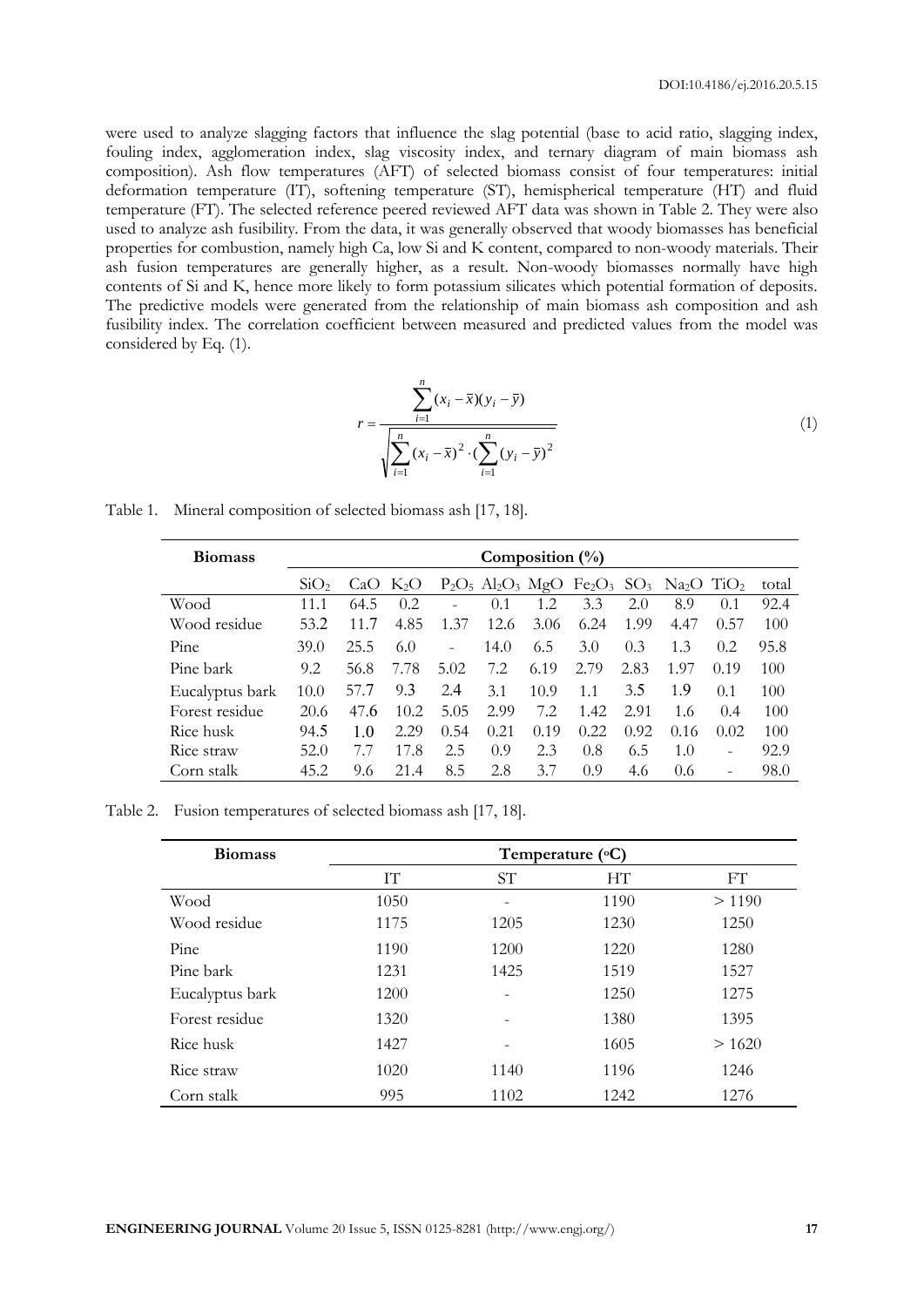were used to analyze slagging factors that influence the slag potential (base to acid ratio, slagging index, fouling index, agglomeration index, slag viscosity index, and ternary diagram of main biomass ash composition). Ash flow temperatures (AFT) of selected biomass consist of four temperatures: initial deformation temperature (IT), softening temperature (ST), hemispherical temperature (HT) and fluid temperature (FT). The selected reference peered reviewed AFT data was shown in Table 2. They were also used to analyze ash fusibility. From the data, it was generally observed that woody biomasses has beneficial properties for combustion, namely high Ca, low Si and K content, compared to non-woody materials. Their ash fusion temperatures are generally higher, as a result. Non-woody biomasses normally have high contents of Si and K, hence more likely to form potassium silicates which potential formation of deposits. The predictive models were generated from the relationship of main biomass ash composition and ash fusibility index. The correlation coefficient between measured and predicted values from the model was considered by Eq. (1).

$$r = \frac{\sum_{i=1}^{n}(x_i - \bar{x})(y_i - \bar{y})}{\sqrt{\sum_{i=1}^{n}(x_i - \bar{x})^2 \cdot (\sum_{i=1}^{n}(y_i - \bar{y})^2}} \tag{1}$$

Table 1. Mineral composition of selected biomass ash [17, 18].

| Biomass | Composition (%) | | | | | | | | | | |
|---|---|---|---|---|---|---|---|---|---|---|---|
| | $SiO_2$ | CaO | $K_2O$ | $P_2O_5$ | $Al_2O_3$ | MgO | $Fe_2O_3$ | $SO_3$ | $Na_2O$ | $TiO_2$ | total |
| Wood | 11.1 | 64.5 | 0.2 | - | 0.1 | 1.2 | 3.3 | 2.0 | 8.9 | 0.1 | 92.4 |
| Wood residue | 53.2 | 11.7 | 4.85 | 1.37 | 12.6 | 3.06 | 6.24 | 1.99 | 4.47 | 0.57 | 100 |
| Pine | 39.0 | 25.5 | 6.0 | - | 14.0 | 6.5 | 3.0 | 0.3 | 1.3 | 0.2 | 95.8 |
| Pine bark | 9.2 | 56.8 | 7.78 | 5.02 | 7.2 | 6.19 | 2.79 | 2.83 | 1.97 | 0.19 | 100 |
| Eucalyptus bark | 10.0 | 57.7 | 9.3 | 2.4 | 3.1 | 10.9 | 1.1 | 3.5 | 1.9 | 0.1 | 100 |
| Forest residue | 20.6 | 47.6 | 10.2 | 5.05 | 2.99 | 7.2 | 1.42 | 2.91 | 1.6 | 0.4 | 100 |
| Rice husk | 94.5 | 1.0 | 2.29 | 0.54 | 0.21 | 0.19 | 0.22 | 0.92 | 0.16 | 0.02 | 100 |
| Rice straw | 52.0 | 7.7 | 17.8 | 2.5 | 0.9 | 2.3 | 0.8 | 6.5 | 1.0 | - | 92.9 |
| Corn stalk | 45.2 | 9.6 | 21.4 | 8.5 | 2.8 | 3.7 | 0.9 | 4.6 | 0.6 | - | 98.0 |

Table 2. Fusion temperatures of selected biomass ash [17, 18].

| Biomass | Temperature (°C) | | | |
|---|---|---|---|---|
| | IT | ST | HT | FT |
| Wood | 1050 | - | 1190 | > 1190 |
| Wood residue | 1175 | 1205 | 1230 | 1250 |
| Pine | 1190 | 1200 | 1220 | 1280 |
| Pine bark | 1231 | 1425 | 1519 | 1527 |
| Eucalyptus bark | 1200 | - | 1250 | 1275 |
| Forest residue | 1320 | - | 1380 | 1395 |
| Rice husk | 1427 | - | 1605 | > 1620 |
| Rice straw | 1020 | 1140 | 1196 | 1246 |
| Corn stalk | 995 | 1102 | 1242 | 1276 |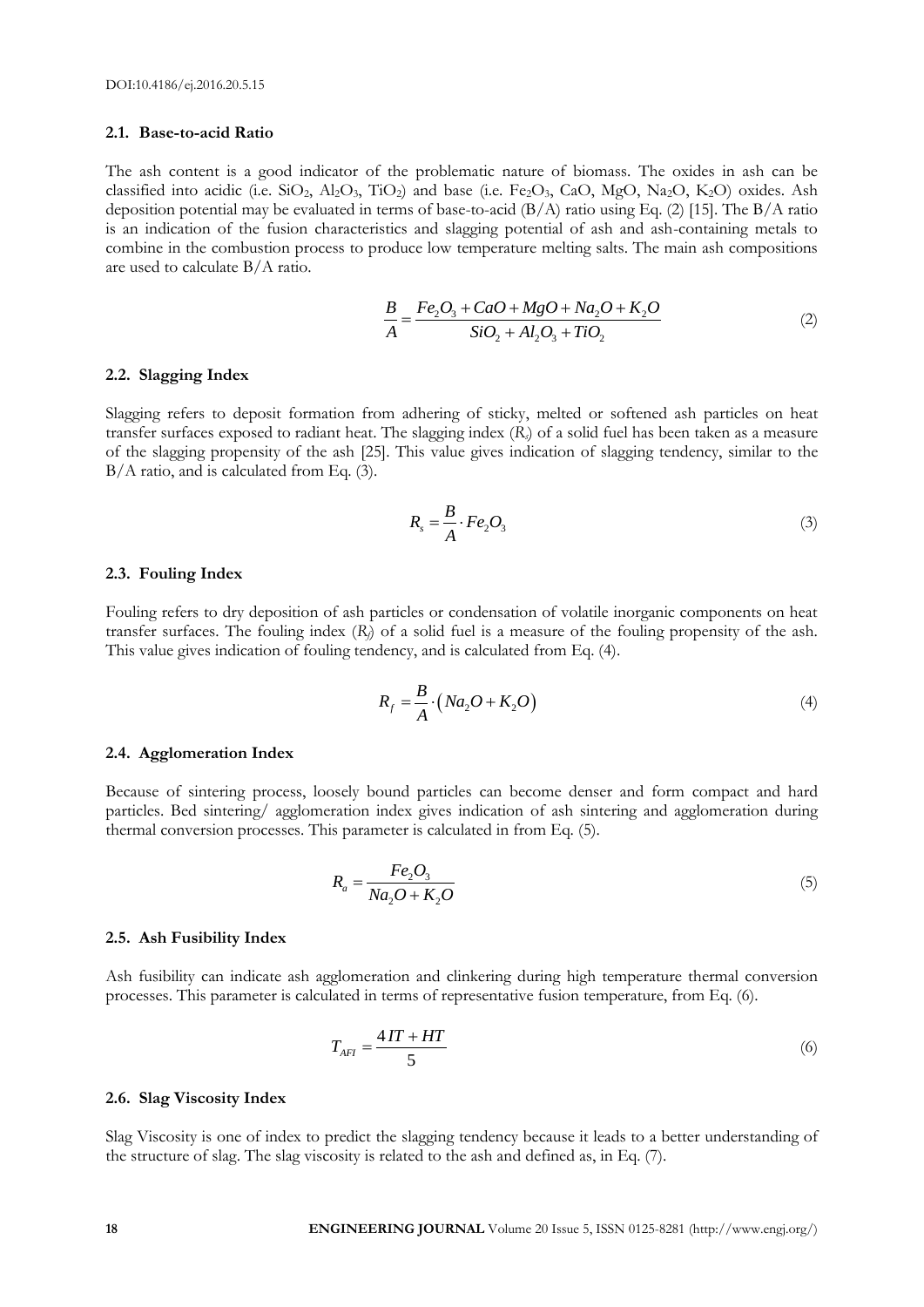### 2.1. Base-to-acid Ratio

The ash content is a good indicator of the problematic nature of biomass. The oxides in ash can be classified into acidic (i.e. $SiO_2$, $Al_2O_3$, $TiO_2$) and base (i.e. $Fe_2O_3$, CaO, MgO, $Na_2O$, $K_2O$) oxides. Ash deposition potential may be evaluated in terms of base-to-acid (B/A) ratio using Eq. (2) [15]. The B/A ratio is an indication of the fusion characteristics and slagging potential of ash and ash-containing metals to combine in the combustion process to produce low temperature melting salts. The main ash compositions are used to calculate B/A ratio.

$$\frac{B}{A} = \frac{Fe_2O_3 + CaO + MgO + Na_2O + K_2O}{SiO_2 + Al_2O_3 + TiO_2} \tag{2}$$

### 2.2. Slagging Index

Slagging refers to deposit formation from adhering of sticky, melted or softened ash particles on heat transfer surfaces exposed to radiant heat. The slagging index ($R_s$) of a solid fuel has been taken as a measure of the slagging propensity of the ash [25]. This value gives indication of slagging tendency, similar to the B/A ratio, and is calculated from Eq. (3).

$$R_s = \frac{B}{A} \cdot Fe_2O_3 \tag{3}$$

### 2.3. Fouling Index

Fouling refers to dry deposition of ash particles or condensation of volatile inorganic components on heat transfer surfaces. The fouling index ($R_f$) of a solid fuel is a measure of the fouling propensity of the ash. This value gives indication of fouling tendency, and is calculated from Eq. (4).

$$R_f = \frac{B}{A} \cdot \left(Na_2O + K_2O\right) \tag{4}$$

### 2.4. Agglomeration Index

Because of sintering process, loosely bound particles can become denser and form compact and hard particles. Bed sintering/ agglomeration index gives indication of ash sintering and agglomeration during thermal conversion processes. This parameter is calculated in from Eq. (5).

$$R_a = \frac{Fe_2O_3}{Na_2O + K_2O} \tag{5}$$

### 2.5. Ash Fusibility Index

Ash fusibility can indicate ash agglomeration and clinkering during high temperature thermal conversion processes. This parameter is calculated in terms of representative fusion temperature, from Eq. (6).

$$T_{AFI} = \frac{4IT + HT}{5} \tag{6}$$

### 2.6. Slag Viscosity Index

Slag Viscosity is one of index to predict the slagging tendency because it leads to a better understanding of the structure of slag. The slag viscosity is related to the ash and defined as, in Eq. (7).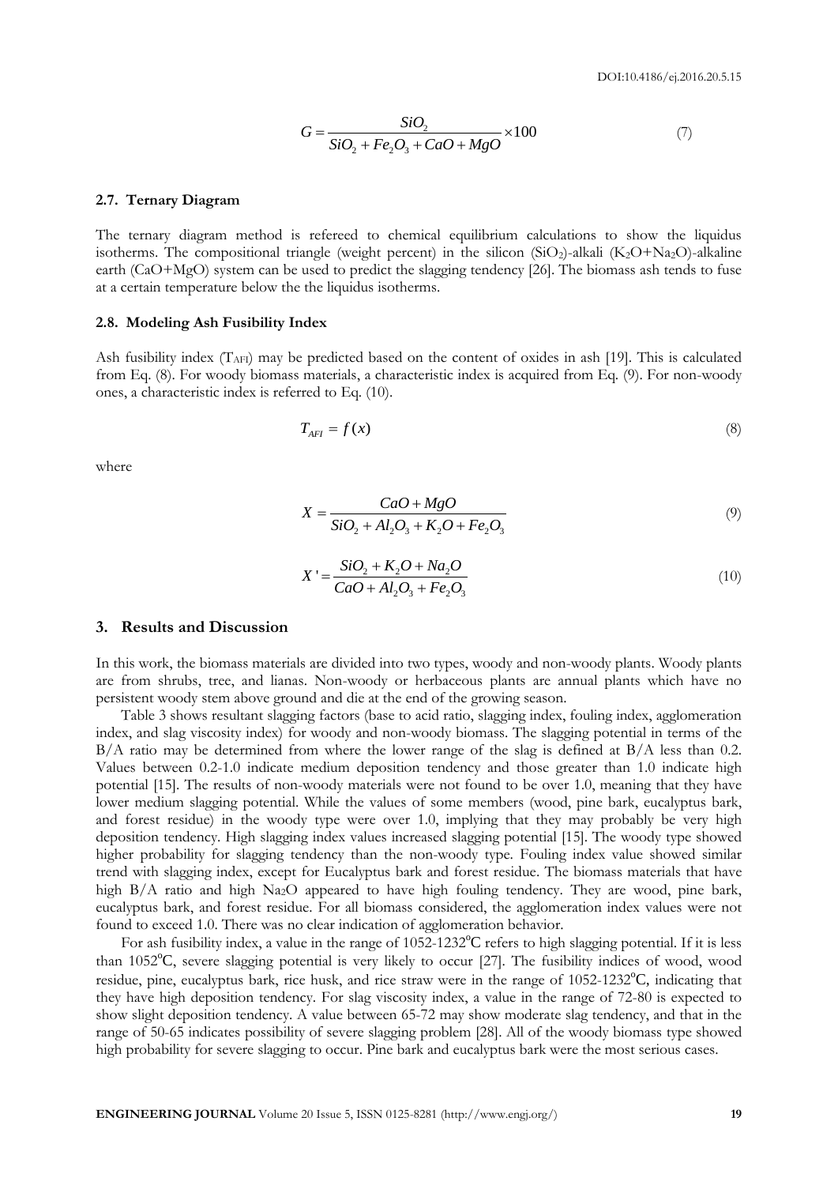$$G = \frac{SiO_2}{SiO_2 + Fe_2O_3 + CaO + MgO} \times 100 \tag{7}$$

### 2.7. Ternary Diagram

The ternary diagram method is refereed to chemical equilibrium calculations to show the liquidus isotherms. The compositional triangle (weight percent) in the silicon ($SiO_2$)-alkali ($K_2O$+$Na_2O$)-alkaline earth ($CaO$+$MgO$) system can be used to predict the slagging tendency [26]. The biomass ash tends to fuse at a certain temperature below the the liquidus isotherms.

### 2.8. Modeling Ash Fusibility Index

Ash fusibility index ($T_{AFI}$) may be predicted based on the content of oxides in ash [19]. This is calculated from Eq. (8). For woody biomass materials, a characteristic index is acquired from Eq. (9). For non-woody ones, a characteristic index is referred to Eq. (10).

$$T_{AFI} = f(x) \tag{8}$$

where

$$X = \frac{CaO + MgO}{SiO_2 + Al_2O_3 + K_2O + Fe_2O_3} \tag{9}$$

$$X' = \frac{SiO_2 + K_2O + Na_2O}{CaO + Al_2O_3 + Fe_2O_3} \tag{10}$$

## 3. Results and Discussion

In this work, the biomass materials are divided into two types, woody and non-woody plants. Woody plants are from shrubs, tree, and lianas. Non-woody or herbaceous plants are annual plants which have no persistent woody stem above ground and die at the end of the growing season.

Table 3 shows resultant slagging factors (base to acid ratio, slagging index, fouling index, agglomeration index, and slag viscosity index) for woody and non-woody biomass. The slagging potential in terms of the B/A ratio may be determined from where the lower range of the slag is defined at B/A less than 0.2. Values between 0.2-1.0 indicate medium deposition tendency and those greater than 1.0 indicate high potential [15]. The results of non-woody materials were not found to be over 1.0, meaning that they have lower medium slagging potential. While the values of some members (wood, pine bark, eucalyptus bark, and forest residue) in the woody type were over 1.0, implying that they may probably be very high deposition tendency. High slagging index values increased slagging potential [15]. The woody type showed higher probability for slagging tendency than the non-woody type. Fouling index value showed similar trend with slagging index, except for Eucalyptus bark and forest residue. The biomass materials that have high B/A ratio and high $Na_2O$ appeared to have high fouling tendency. They are wood, pine bark, eucalyptus bark, and forest residue. For all biomass considered, the agglomeration index values were not found to exceed 1.0. There was no clear indication of agglomeration behavior.

For ash fusibility index, a value in the range of 1052-1232°C refers to high slagging potential. If it is less than 1052°C, severe slagging potential is very likely to occur [27]. The fusibility indices of wood, wood residue, pine, eucalyptus bark, rice husk, and rice straw were in the range of 1052-1232°C, indicating that they have high deposition tendency. For slag viscosity index, a value in the range of 72-80 is expected to show slight deposition tendency. A value between 65-72 may show moderate slag tendency, and that in the range of 50-65 indicates possibility of severe slagging problem [28]. All of the woody biomass type showed high probability for severe slagging to occur. Pine bark and eucalyptus bark were the most serious cases.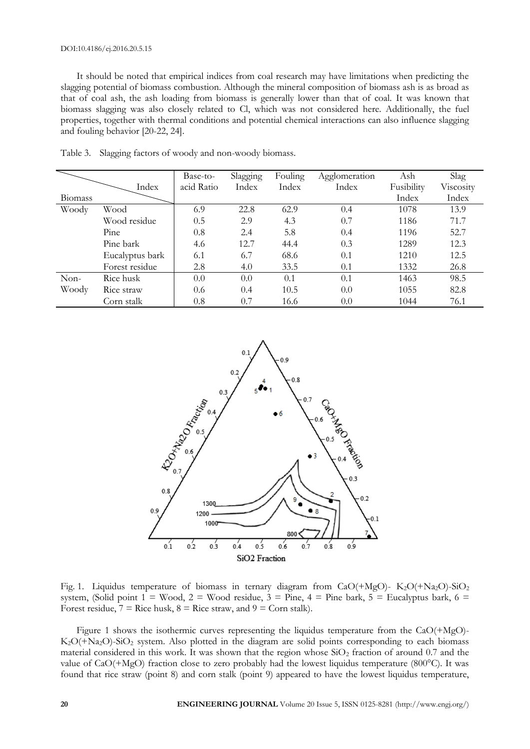It should be noted that empirical indices from coal research may have limitations when predicting the slagging potential of biomass combustion. Although the mineral composition of biomass ash is as broad as that of coal ash, the ash loading from biomass is generally lower than that of coal. It was known that biomass slagging was also closely related to Cl, which was not considered here. Additionally, the fuel properties, together with thermal conditions and potential chemical interactions can also influence slagging and fouling behavior [20-22, 24].

Table 3. Slagging factors of woody and non-woody biomass.

| Biomass | Index | Base-to-acid Ratio | Slagging Index | Fouling Index | Agglomeration Index | Ash Fusibility Index | Slag Viscosity Index |
|---|---|---|---|---|---|---|---|
| Woody | Wood | 6.9 | 22.8 | 62.9 | 0.4 | 1078 | 13.9 |
| | Wood residue | 0.5 | 2.9 | 4.3 | 0.7 | 1186 | 71.7 |
| | Pine | 0.8 | 2.4 | 5.8 | 0.4 | 1196 | 52.7 |
| | Pine bark | 4.6 | 12.7 | 44.4 | 0.3 | 1289 | 12.3 |
| | Eucalyptus bark | 6.1 | 6.7 | 68.6 | 0.1 | 1210 | 12.5 |
| | Forest residue | 2.8 | 4.0 | 33.5 | 0.1 | 1332 | 26.8 |
| Non-Woody | Rice husk | 0.0 | 0.0 | 0.1 | 0.1 | 1463 | 98.5 |
| | Rice straw | 0.6 | 0.4 | 10.5 | 0.0 | 1055 | 82.8 |
| | Corn stalk | 0.8 | 0.7 | 16.6 | 0.0 | 1044 | 76.1 |

Fig. 1. Liquidus temperature of biomass in ternary diagram from $CaO(+MgO)$- $K_2O(+Na_2O)$-$SiO_2$ system, (Solid point 1 = Wood, 2 = Wood residue, 3 = Pine, 4 = Pine bark, 5 = Eucalyptus bark, 6 = Forest residue, 7 = Rice husk, 8 = Rice straw, and 9 = Corn stalk).

Figure 1 shows the isothermic curves representing the liquidus temperature from the $CaO(+MgO)$-$K_2O(+Na_2O)$-$SiO_2$ system. Also plotted in the diagram are solid points corresponding to each biomass material considered in this work. It was shown that the region whose $SiO_2$ fraction of around 0.7 and the value of $CaO(+MgO)$ fraction close to zero probably had the lowest liquidus temperature (800°C). It was found that rice straw (point 8) and corn stalk (point 9) appeared to have the lowest liquidus temperature,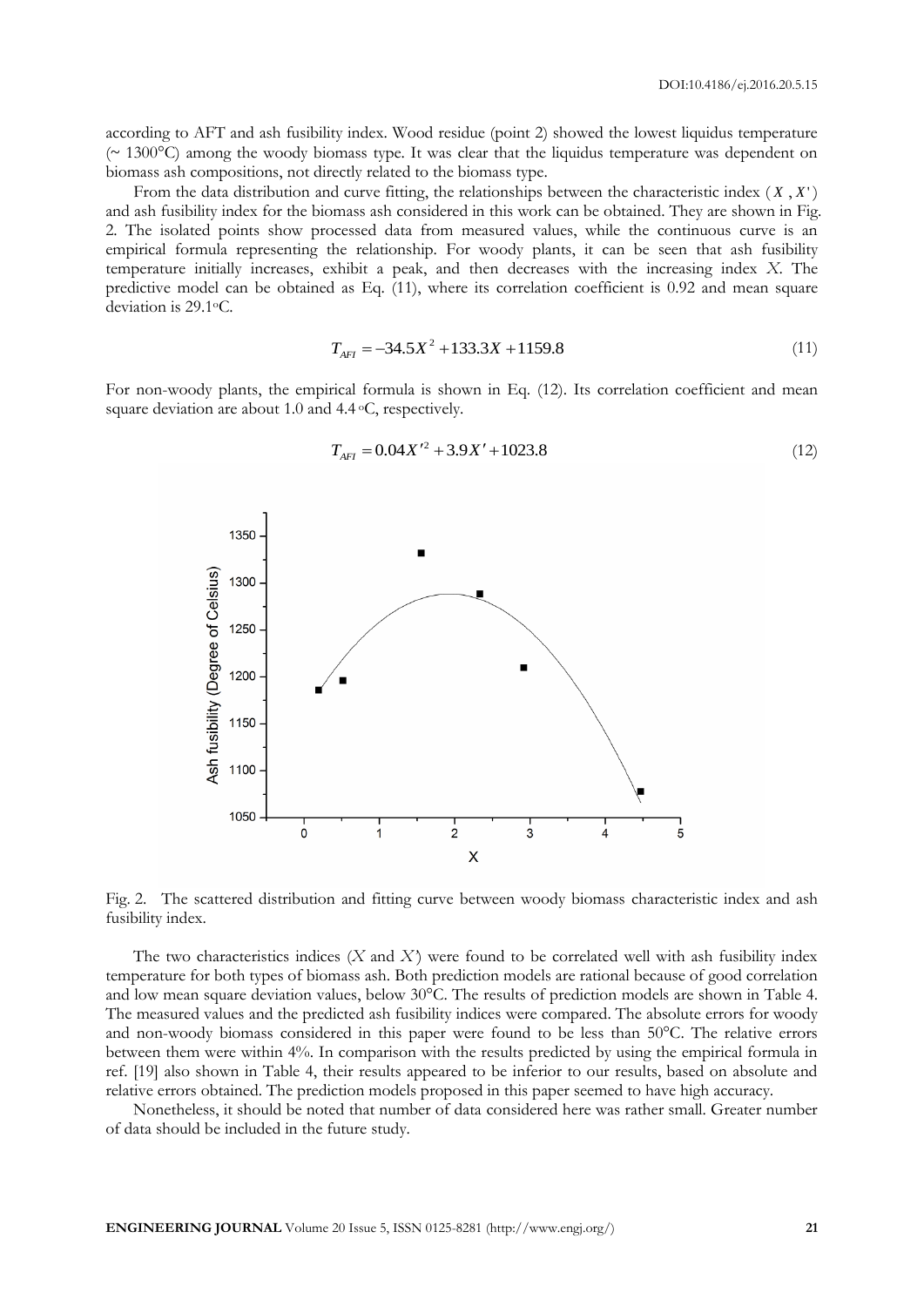according to AFT and ash fusibility index. Wood residue (point 2) showed the lowest liquidus temperature (~ 1300°C) among the woody biomass type. It was clear that the liquidus temperature was dependent on biomass ash compositions, not directly related to the biomass type.

From the data distribution and curve fitting, the relationships between the characteristic index ($X$, $X'$) and ash fusibility index for the biomass ash considered in this work can be obtained. They are shown in Fig. 2. The isolated points show processed data from measured values, while the continuous curve is an empirical formula representing the relationship. For woody plants, it can be seen that ash fusibility temperature initially increases, exhibit a peak, and then decreases with the increasing index $X$. The predictive model can be obtained as Eq. (11), where its correlation coefficient is 0.92 and mean square deviation is 29.1°C.

$$T_{AFI} = -34.5X^2 + 133.3X + 1159.8 \tag{11}$$

For non-woody plants, the empirical formula is shown in Eq. (12). Its correlation coefficient and mean square deviation are about 1.0 and 4.4 °C, respectively.

$$T_{AFI} = 0.04X'^2 + 3.9X' + 1023.8 \tag{12}$$

Fig. 2. The scattered distribution and fitting curve between woody biomass characteristic index and ash fusibility index.

The two characteristics indices ($X$ and $X'$) were found to be correlated well with ash fusibility index temperature for both types of biomass ash. Both prediction models are rational because of good correlation and low mean square deviation values, below 30°C. The results of prediction models are shown in Table 4. The measured values and the predicted ash fusibility indices were compared. The absolute errors for woody and non-woody biomass considered in this paper were found to be less than 50°C. The relative errors between them were within 4%. In comparison with the results predicted by using the empirical formula in ref. [19] also shown in Table 4, their results appeared to be inferior to our results, based on absolute and relative errors obtained. The prediction models proposed in this paper seemed to have high accuracy.

Nonetheless, it should be noted that number of data considered here was rather small. Greater number of data should be included in the future study.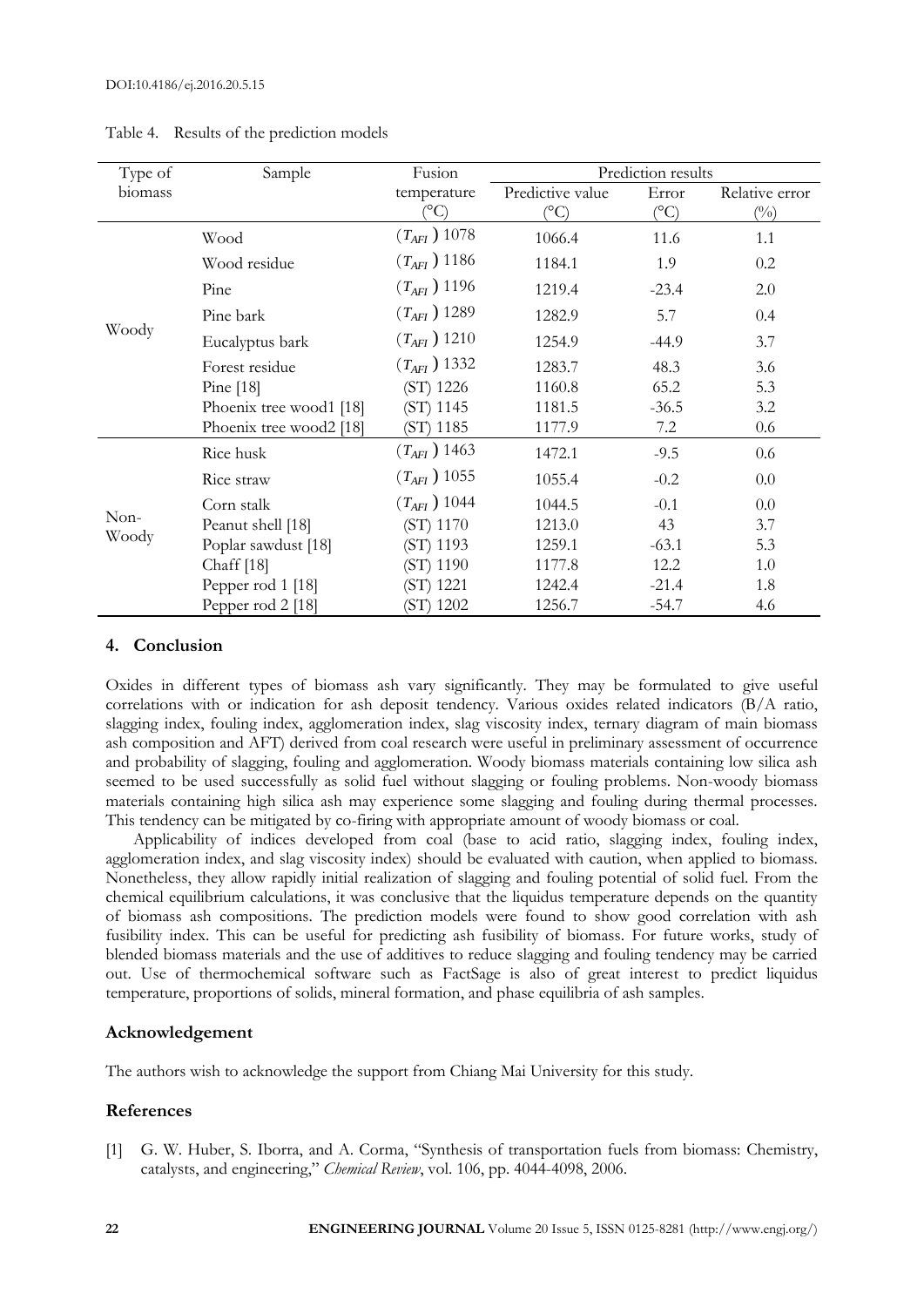Table 4. Results of the prediction models

| Type of biomass | Sample | Fusion temperature (°C) | Prediction results | | |
|---|---|---|---|---|---|
| | | | Predictive value (°C) | Error (°C) | Relative error (%) |
| Woody | Wood | ($T_{AFI}$) 1078 | 1066.4 | 11.6 | 1.1 |
| | Wood residue | ($T_{AFI}$) 1186 | 1184.1 | 1.9 | 0.2 |
| | Pine | ($T_{AFI}$) 1196 | 1219.4 | -23.4 | 2.0 |
| | Pine bark | ($T_{AFI}$) 1289 | 1282.9 | 5.7 | 0.4 |
| | Eucalyptus bark | ($T_{AFI}$) 1210 | 1254.9 | -44.9 | 3.7 |
| | Forest residue | ($T_{AFI}$) 1332 | 1283.7 | 48.3 | 3.6 |
| | Pine [18] | (ST) 1226 | 1160.8 | 65.2 | 5.3 |
| | Phoenix tree wood1 [18] | (ST) 1145 | 1181.5 | -36.5 | 3.2 |
| | Phoenix tree wood2 [18] | (ST) 1185 | 1177.9 | 7.2 | 0.6 |
| Non-Woody | Rice husk | ($T_{AFI}$) 1463 | 1472.1 | -9.5 | 0.6 |
| | Rice straw | ($T_{AFI}$) 1055 | 1055.4 | -0.2 | 0.0 |
| | Corn stalk | ($T_{AFI}$) 1044 | 1044.5 | -0.1 | 0.0 |
| | Peanut shell [18] | (ST) 1170 | 1213.0 | 43 | 3.7 |
| | Poplar sawdust [18] | (ST) 1193 | 1259.1 | -63.1 | 5.3 |
| | Chaff [18] | (ST) 1190 | 1177.8 | 12.2 | 1.0 |
| | Pepper rod 1 [18] | (ST) 1221 | 1242.4 | -21.4 | 1.8 |
| | Pepper rod 2 [18] | (ST) 1202 | 1256.7 | -54.7 | 4.6 |

## 4. Conclusion

Oxides in different types of biomass ash vary significantly. They may be formulated to give useful correlations with or indication for ash deposit tendency. Various oxides related indicators (B/A ratio, slagging index, fouling index, agglomeration index, slag viscosity index, ternary diagram of main biomass ash composition and AFT) derived from coal research were useful in preliminary assessment of occurrence and probability of slagging, fouling and agglomeration. Woody biomass materials containing low silica ash seemed to be used successfully as solid fuel without slagging or fouling problems. Non-woody biomass materials containing high silica ash may experience some slagging and fouling during thermal processes. This tendency can be mitigated by co-firing with appropriate amount of woody biomass or coal.

Applicability of indices developed from coal (base to acid ratio, slagging index, fouling index, agglomeration index, and slag viscosity index) should be evaluated with caution, when applied to biomass. Nonetheless, they allow rapidly initial realization of slagging and fouling potential of solid fuel. From the chemical equilibrium calculations, it was conclusive that the liquidus temperature depends on the quantity of biomass ash compositions. The prediction models were found to show good correlation with ash fusibility index. This can be useful for predicting ash fusibility of biomass. For future works, study of blended biomass materials and the use of additives to reduce slagging and fouling tendency may be carried out. Use of thermochemical software such as FactSage is also of great interest to predict liquidus temperature, proportions of solids, mineral formation, and phase equilibria of ash samples.

## Acknowledgement

The authors wish to acknowledge the support from Chiang Mai University for this study.

## References

[1] G. W. Huber, S. Iborra, and A. Corma, "Synthesis of transportation fuels from biomass: Chemistry, catalysts, and engineering," *Chemical Review*, vol. 106, pp. 4044-4098, 2006.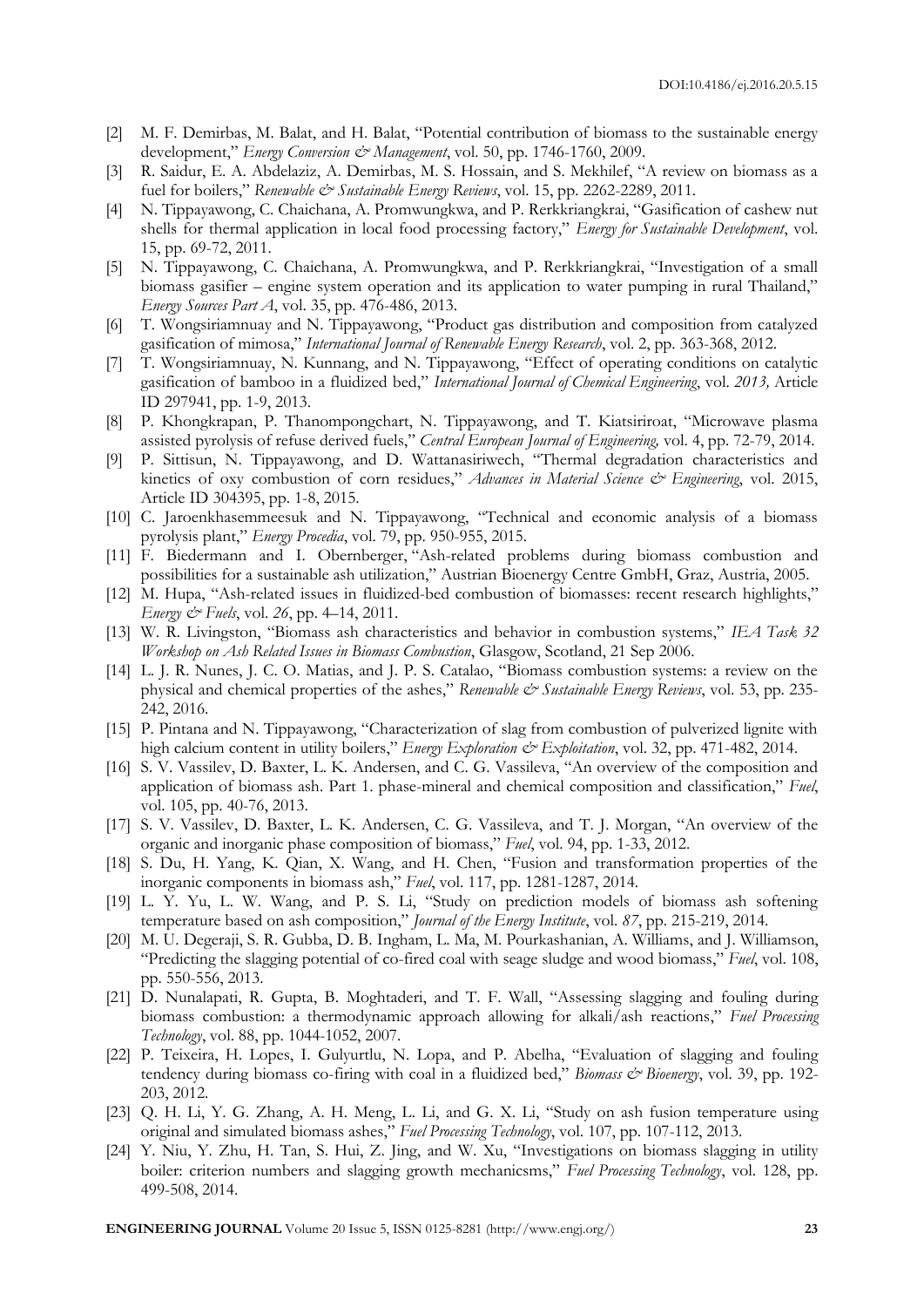[2] M. F. Demirbas, M. Balat, and H. Balat, "Potential contribution of biomass to the sustainable energy development," *Energy Conversion & Management*, vol. 50, pp. 1746-1760, 2009.

[3] R. Saidur, E. A. Abdelaziz, A. Demirbas, M. S. Hossain, and S. Mekhilef, "A review on biomass as a fuel for boilers," *Renewable & Sustainable Energy Reviews*, vol. 15, pp. 2262-2289, 2011.

[4] N. Tippayawong, C. Chaichana, A. Promwungkwa, and P. Rerkkriangkrai, "Gasification of cashew nut shells for thermal application in local food processing factory," *Energy for Sustainable Development*, vol. 15, pp. 69-72, 2011.

[5] N. Tippayawong, C. Chaichana, A. Promwungkwa, and P. Rerkkriangkrai, "Investigation of a small biomass gasifier – engine system operation and its application to water pumping in rural Thailand," *Energy Sources Part A*, vol. 35, pp. 476-486, 2013.

[6] T. Wongsiriamnuay and N. Tippayawong, "Product gas distribution and composition from catalyzed gasification of mimosa," *International Journal of Renewable Energy Research*, vol. 2, pp. 363-368, 2012.

[7] T. Wongsiriamnuay, N. Kunnang, and N. Tippayawong, "Effect of operating conditions on catalytic gasification of bamboo in a fluidized bed," *International Journal of Chemical Engineering*, vol. *2013,* Article ID 297941, pp. 1-9, 2013.

[8] P. Khongkrapan, P. Thanompongchart, N. Tippayawong, and T. Kiatsiriroat, "Microwave plasma assisted pyrolysis of refuse derived fuels," *Central European Journal of Engineering,* vol. 4, pp. 72-79, 2014.

[9] P. Sittisun, N. Tippayawong, and D. Wattanasiriwech, "Thermal degradation characteristics and kinetics of oxy combustion of corn residues," *Advances in Material Science & Engineering*, vol. 2015, Article ID 304395, pp. 1-8, 2015.

[10] C. Jaroenkhasemmeesuk and N. Tippayawong, "Technical and economic analysis of a biomass pyrolysis plant," *Energy Procedia*, vol. 79, pp. 950-955, 2015.

[11] F. Biedermann and I. Obernberger, "Ash-related problems during biomass combustion and possibilities for a sustainable ash utilization," Austrian Bioenergy Centre GmbH, Graz, Austria, 2005.

[12] M. Hupa, "Ash-related issues in fluidized-bed combustion of biomasses: recent research highlights," *Energy & Fuels*, vol. *26*, pp. 4–14, 2011.

[13] W. R. Livingston, "Biomass ash characteristics and behavior in combustion systems," *IEA Task 32 Workshop on Ash Related Issues in Biomass Combustion*, Glasgow, Scotland, 21 Sep 2006.

[14] L. J. R. Nunes, J. C. O. Matias, and J. P. S. Catalao, "Biomass combustion systems: a review on the physical and chemical properties of the ashes," *Renewable & Sustainable Energy Reviews*, vol. 53, pp. 235-242, 2016.

[15] P. Pintana and N. Tippayawong, "Characterization of slag from combustion of pulverized lignite with high calcium content in utility boilers," *Energy Exploration & Exploitation*, vol. 32, pp. 471-482, 2014.

[16] S. V. Vassilev, D. Baxter, L. K. Andersen, and C. G. Vassileva, "An overview of the composition and application of biomass ash. Part 1. phase-mineral and chemical composition and classification," *Fuel*, vol. 105, pp. 40-76, 2013.

[17] S. V. Vassilev, D. Baxter, L. K. Andersen, C. G. Vassileva, and T. J. Morgan, "An overview of the organic and inorganic phase composition of biomass," *Fuel*, vol. 94, pp. 1-33, 2012.

[18] S. Du, H. Yang, K. Qian, X. Wang, and H. Chen, "Fusion and transformation properties of the inorganic components in biomass ash," *Fuel*, vol. 117, pp. 1281-1287, 2014.

[19] L. Y. Yu, L. W. Wang, and P. S. Li, "Study on prediction models of biomass ash softening temperature based on ash composition," *Journal of the Energy Institute*, vol. *87*, pp. 215-219, 2014.

[20] M. U. Degeraji, S. R. Gubba, D. B. Ingham, L. Ma, M. Pourkashanian, A. Williams, and J. Williamson, "Predicting the slagging potential of co-fired coal with seage sludge and wood biomass," *Fuel*, vol. 108, pp. 550-556, 2013.

[21] D. Nunalapati, R. Gupta, B. Moghtaderi, and T. F. Wall, "Assessing slagging and fouling during biomass combustion: a thermodynamic approach allowing for alkali/ash reactions," *Fuel Processing Technology*, vol. 88, pp. 1044-1052, 2007.

[22] P. Teixeira, H. Lopes, I. Gulyurtlu, N. Lopa, and P. Abelha, "Evaluation of slagging and fouling tendency during biomass co-firing with coal in a fluidized bed," *Biomass & Bioenergy*, vol. 39, pp. 192-203, 2012.

[23] Q. H. Li, Y. G. Zhang, A. H. Meng, L. Li, and G. X. Li, "Study on ash fusion temperature using original and simulated biomass ashes," *Fuel Processing Technology*, vol. 107, pp. 107-112, 2013.

[24] Y. Niu, Y. Zhu, H. Tan, S. Hui, Z. Jing, and W. Xu, "Investigations on biomass slagging in utility boiler: criterion numbers and slagging growth mechanicsms," *Fuel Processing Technology*, vol. 128, pp. 499-508, 2014.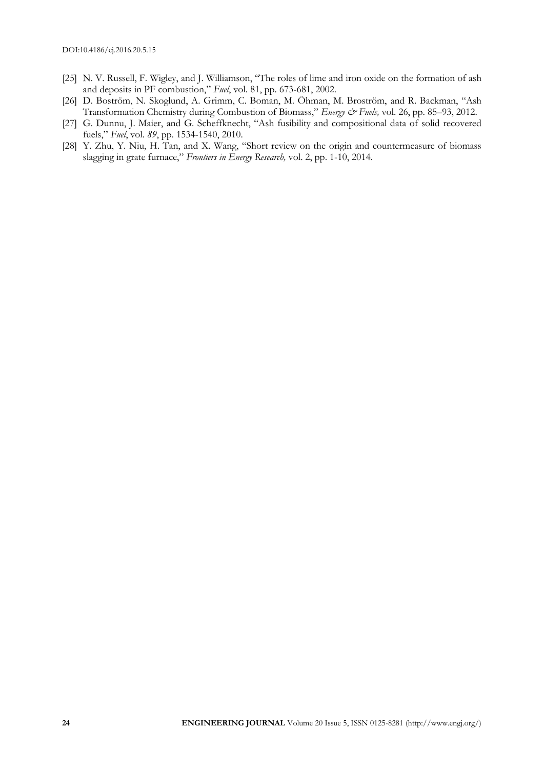[25] N. V. Russell, F. Wigley, and J. Williamson, "The roles of lime and iron oxide on the formation of ash and deposits in PF combustion," *Fuel*, vol. 81, pp. 673-681, 2002.

[26] D. Boström, N. Skoglund, A. Grimm, C. Boman, M. Öhman, M. Broström, and R. Backman, "Ash Transformation Chemistry during Combustion of Biomass," *Energy & Fuels,* vol. 26, pp. 85–93, 2012.

[27] G. Dunnu, J. Maier, and G. Scheffknecht, "Ash fusibility and compositional data of solid recovered fuels," *Fuel*, vol. *89*, pp. 1534-1540, 2010.

[28] Y. Zhu, Y. Niu, H. Tan, and X. Wang, "Short review on the origin and countermeasure of biomass slagging in grate furnace," *Frontiers in Energy Research,* vol. 2, pp. 1-10, 2014.